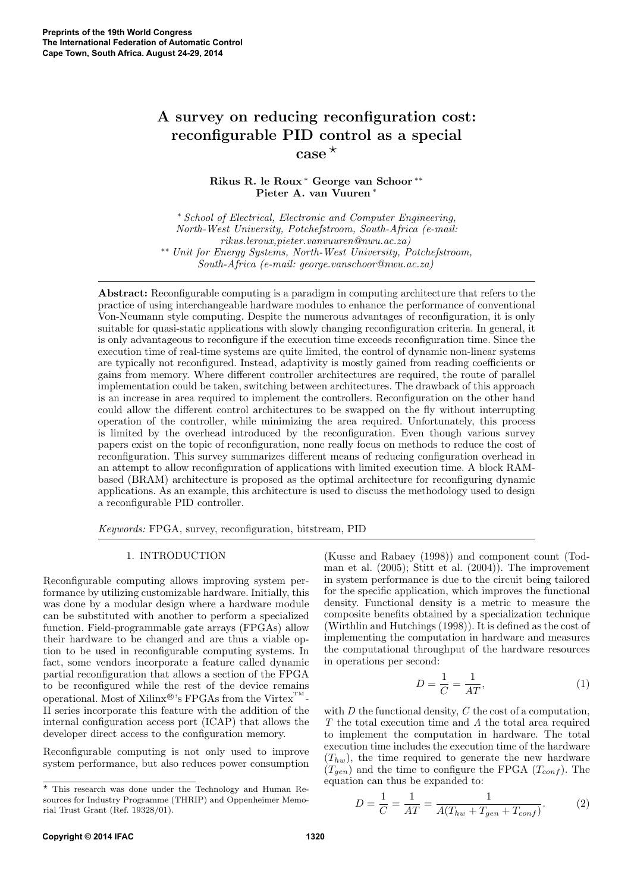# A survey on reducing reconfiguration cost: reconfigurable PID control as a special case ⋆

**Rikus R. le Roux** [∗] **George van Schoor** [∗∗] **Pieter A. van Vuuren** [∗]

[∗] *School of Electrical, Electronic and Computer Engineering, North-West University, Potchefstroom, South-Africa (e-mail: rikus.leroux,pieter.vanvuuren@nwu.ac.za)*
[∗∗] *Unit for Energy Systems, North-West University, Potchefstroom, South-Africa (e-mail: george.vanschoor@nwu.ac.za)*

**Abstract:** Reconfigurable computing is a paradigm in computing architecture that refers to the practice of using interchangeable hardware modules to enhance the performance of conventional Von-Neumann style computing. Despite the numerous advantages of reconfiguration, it is only suitable for quasi-static applications with slowly changing reconfiguration criteria. In general, it is only advantageous to reconfigure if the execution time exceeds reconfiguration time. Since the execution time of real-time systems are quite limited, the control of dynamic non-linear systems are typically not reconfigured. Instead, adaptivity is mostly gained from reading coefficients or gains from memory. Where different controller architectures are required, the route of parallel implementation could be taken, switching between architectures. The drawback of this approach is an increase in area required to implement the controllers. Reconfiguration on the other hand could allow the different control architectures to be swapped on the fly without interrupting operation of the controller, while minimizing the area required. Unfortunately, this process is limited by the overhead introduced by the reconfiguration. Even though various survey papers exist on the topic of reconfiguration, none really focus on methods to reduce the cost of reconfiguration. This survey summarizes different means of reducing configuration overhead in an attempt to allow reconfiguration of applications with limited execution time. A block RAM-based (BRAM) architecture is proposed as the optimal architecture for reconfiguring dynamic applications. As an example, this architecture is used to discuss the methodology used to design a reconfigurable PID controller.

*Keywords:* FPGA, survey, reconfiguration, bitstream, PID

## 1. INTRODUCTION

Reconfigurable computing allows improving system performance by utilizing customizable hardware. Initially, this was done by a modular design where a hardware module can be substituted with another to perform a specialized function. Field-programmable gate arrays (FPGAs) allow their hardware to be changed and are thus a viable option to be used in reconfigurable computing systems. In fact, some vendors incorporate a feature called dynamic partial reconfiguration that allows a section of the FPGA to be reconfigured while the rest of the device remains operational. Most of Xilinx®'s FPGAs from the Virtex™-II series incorporate this feature with the addition of the internal configuration access port (ICAP) that allows the developer direct access to the configuration memory.

Reconfigurable computing is not only used to improve system performance, but also reduces power consumption (Kusse and Rabaey (1998)) and component count (Todman et al. (2005); Stitt et al. (2004)). The improvement in system performance is due to the circuit being tailored for the specific application, which improves the functional density. Functional density is a metric to measure the composite benefits obtained by a specialization technique (Wirthlin and Hutchings (1998)). It is defined as the cost of implementing the computation in hardware and measures the computational throughput of the hardware resources in operations per second:

$$D = \frac{1}{C} = \frac{1}{AT}, \tag{1}$$

with $D$ the functional density, $C$ the cost of a computation, $T$ the total execution time and $A$ the total area required to implement the computation in hardware. The total execution time includes the execution time of the hardware ($T_{hw}$), the time required to generate the new hardware ($T_{gen}$) and the time to configure the FPGA ($T_{conf}$). The equation can thus be expanded to:

$$D = \frac{1}{C} = \frac{1}{AT} = \frac{1}{A(T_{hw} + T_{gen} + T_{conf})}. \tag{2}$$

⋆ This research was done under the Technology and Human Resources for Industry Programme (THRIP) and Oppenheimer Memorial Trust Grant (Ref. 19328/01).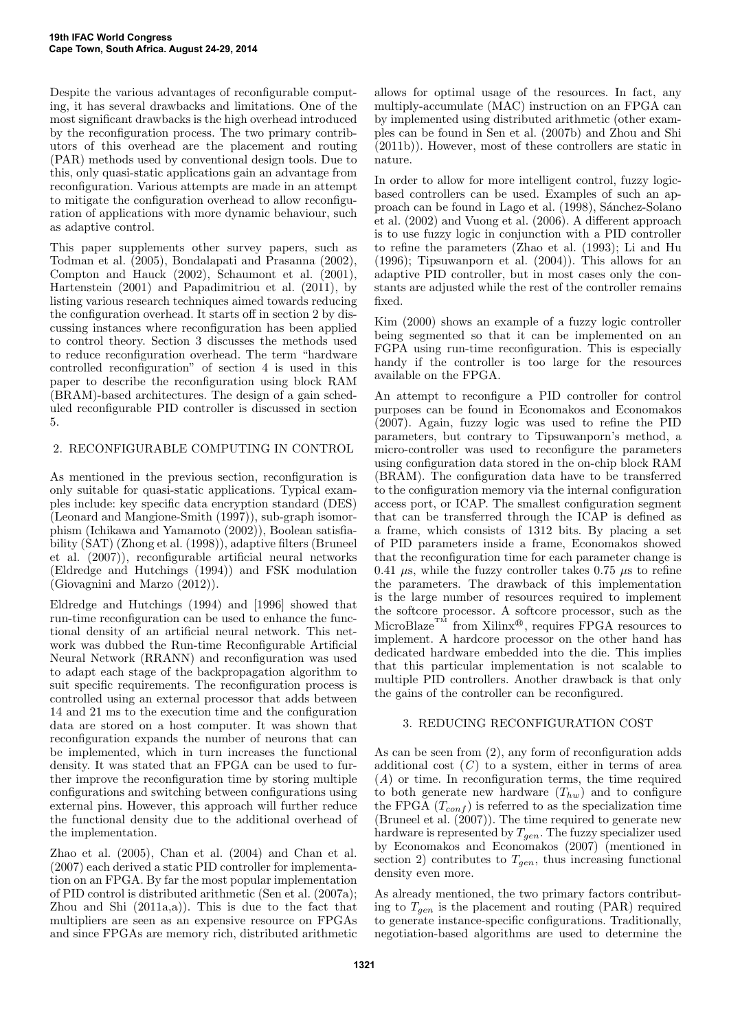Despite the various advantages of reconfigurable computing, it has several drawbacks and limitations. One of the most significant drawbacks is the high overhead introduced by the reconfiguration process. The two primary contributors of this overhead are the placement and routing (PAR) methods used by conventional design tools. Due to this, only quasi-static applications gain an advantage from reconfiguration. Various attempts are made in an attempt to mitigate the configuration overhead to allow reconfiguration of applications with more dynamic behaviour, such as adaptive control.

This paper supplements other survey papers, such as Todman et al. (2005), Bondalapati and Prasanna (2002), Compton and Hauck (2002), Schaumont et al. (2001), Hartenstein (2001) and Papadimitriou et al. (2011), by listing various research techniques aimed towards reducing the configuration overhead. It starts off in section 2 by discussing instances where reconfiguration has been applied to control theory. Section 3 discusses the methods used to reduce reconfiguration overhead. The term "hardware controlled reconfiguration" of section 4 is used in this paper to describe the reconfiguration using block RAM (BRAM)-based architectures. The design of a gain scheduled reconfigurable PID controller is discussed in section 5.

## 2. RECONFIGURABLE COMPUTING IN CONTROL

As mentioned in the previous section, reconfiguration is only suitable for quasi-static applications. Typical examples include: key specific data encryption standard (DES) (Leonard and Mangione-Smith (1997)), sub-graph isomorphism (Ichikawa and Yamamoto (2002)), Boolean satisfiability (SAT) (Zhong et al. (1998)), adaptive filters (Bruneel et al. (2007)), reconfigurable artificial neural networks (Eldredge and Hutchings (1994)) and FSK modulation (Giovagnini and Marzo (2012)).

Eldredge and Hutchings (1994) and [1996] showed that run-time reconfiguration can be used to enhance the functional density of an artificial neural network. This network was dubbed the Run-time Reconfigurable Artificial Neural Network (RRANN) and reconfiguration was used to adapt each stage of the backpropagation algorithm to suit specific requirements. The reconfiguration process is controlled using an external processor that adds between 14 and 21 ms to the execution time and the configuration data are stored on a host computer. It was shown that reconfiguration expands the number of neurons that can be implemented, which in turn increases the functional density. It was stated that an FPGA can be used to further improve the reconfiguration time by storing multiple configurations and switching between configurations using external pins. However, this approach will further reduce the functional density due to the additional overhead of the implementation.

Zhao et al. (2005), Chan et al. (2004) and Chan et al. (2007) each derived a static PID controller for implementation on an FPGA. By far the most popular implementation of PID control is distributed arithmetic (Sen et al. (2007a); Zhou and Shi (2011a,a)). This is due to the fact that multipliers are seen as an expensive resource on FPGAs and since FPGAs are memory rich, distributed arithmetic allows for optimal usage of the resources. In fact, any multiply-accumulate (MAC) instruction on an FPGA can by implemented using distributed arithmetic (other examples can be found in Sen et al. (2007b) and Zhou and Shi (2011b)). However, most of these controllers are static in nature.

In order to allow for more intelligent control, fuzzy logic-based controllers can be used. Examples of such an approach can be found in Lago et al. (1998), Sánchez-Solano et al. (2002) and Vuong et al. (2006). A different approach is to use fuzzy logic in conjunction with a PID controller to refine the parameters (Zhao et al. (1993); Li and Hu (1996); Tipsuwanporn et al. (2004)). This allows for an adaptive PID controller, but in most cases only the constants are adjusted while the rest of the controller remains fixed.

Kim (2000) shows an example of a fuzzy logic controller being segmented so that it can be implemented on an FGPA using run-time reconfiguration. This is especially handy if the controller is too large for the resources available on the FPGA.

An attempt to reconfigure a PID controller for control purposes can be found in Economakos and Economakos (2007). Again, fuzzy logic was used to refine the PID parameters, but contrary to Tipsuwanporn's method, a micro-controller was used to reconfigure the parameters using configuration data stored in the on-chip block RAM (BRAM). The configuration data have to be transferred to the configuration memory via the internal configuration access port, or ICAP. The smallest configuration segment that can be transferred through the ICAP is defined as a frame, which consists of 1312 bits. By placing a set of PID parameters inside a frame, Economakos showed that the reconfiguration time for each parameter change is 0.41 $\mu$s, while the fuzzy controller takes 0.75 $\mu$s to refine the parameters. The drawback of this implementation is the large number of resources required to implement the softcore processor. A softcore processor, such as the MicroBlaze™ from Xilinx®, requires FPGA resources to implement. A hardcore processor on the other hand has dedicated hardware embedded into the die. This implies that this particular implementation is not scalable to multiple PID controllers. Another drawback is that only the gains of the controller can be reconfigured.

## 3. REDUCING RECONFIGURATION COST

As can be seen from (2), any form of reconfiguration adds additional cost ($C$) to a system, either in terms of area ($A$) or time. In reconfiguration terms, the time required to both generate new hardware ($T_{hw}$) and to configure the FPGA ($T_{conf}$) is referred to as the specialization time (Bruneel et al. (2007)). The time required to generate new hardware is represented by $T_{gen}$. The fuzzy specializer used by Economakos and Economakos (2007) (mentioned in section 2) contributes to $T_{gen}$, thus increasing functional density even more.

As already mentioned, the two primary factors contributing to $T_{gen}$ is the placement and routing (PAR) required to generate instance-specific configurations. Traditionally, negotiation-based algorithms are used to determine the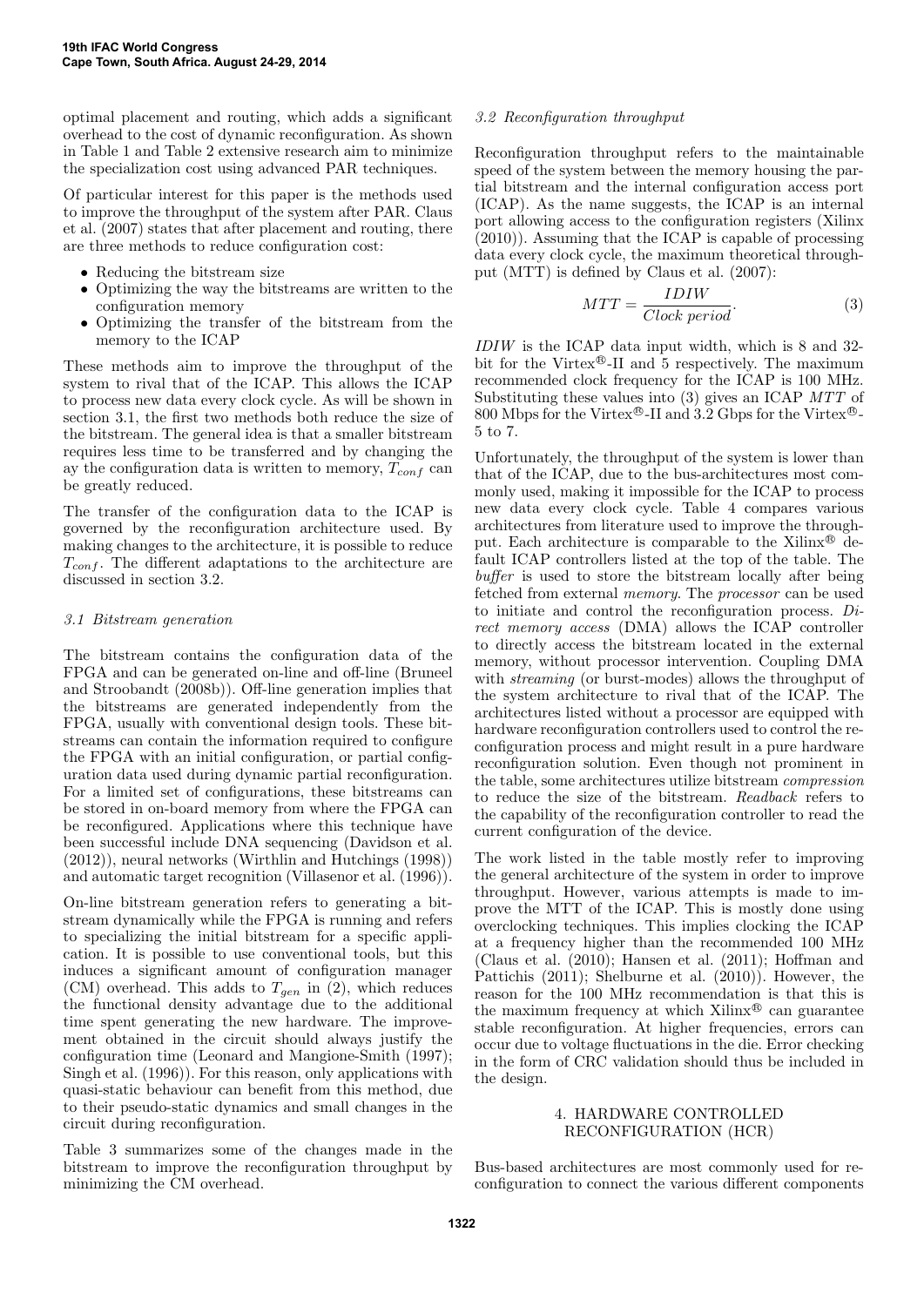optimal placement and routing, which adds a significant overhead to the cost of dynamic reconfiguration. As shown in Table 1 and Table 2 extensive research aim to minimize the specialization cost using advanced PAR techniques.

Of particular interest for this paper is the methods used to improve the throughput of the system after PAR. Claus et al. (2007) states that after placement and routing, there are three methods to reduce configuration cost:

- Reducing the bitstream size
- Optimizing the way the bitstreams are written to the configuration memory
- Optimizing the transfer of the bitstream from the memory to the ICAP

These methods aim to improve the throughput of the system to rival that of the ICAP. This allows the ICAP to process new data every clock cycle. As will be shown in section 3.1, the first two methods both reduce the size of the bitstream. The general idea is that a smaller bitstream requires less time to be transferred and by changing the ay the configuration data is written to memory, $T_{conf}$ can be greatly reduced.

The transfer of the configuration data to the ICAP is governed by the reconfiguration architecture used. By making changes to the architecture, it is possible to reduce $T_{conf}$. The different adaptations to the architecture are discussed in section 3.2.

### 3.1 Bitstream generation

The bitstream contains the configuration data of the FPGA and can be generated on-line and off-line (Bruneel and Stroobandt (2008b)). Off-line generation implies that the bitstreams are generated independently from the FPGA, usually with conventional design tools. These bitstreams can contain the information required to configure the FPGA with an initial configuration, or partial configuration data used during dynamic partial reconfiguration. For a limited set of configurations, these bitstreams can be stored in on-board memory from where the FPGA can be reconfigured. Applications where this technique have been successful include DNA sequencing (Davidson et al. (2012)), neural networks (Wirthlin and Hutchings (1998)) and automatic target recognition (Villasenor et al. (1996)).

On-line bitstream generation refers to generating a bitstream dynamically while the FPGA is running and refers to specializing the initial bitstream for a specific application. It is possible to use conventional tools, but this induces a significant amount of configuration manager (CM) overhead. This adds to $T_{gen}$ in (2), which reduces the functional density advantage due to the additional time spent generating the new hardware. The improvement obtained in the circuit should always justify the configuration time (Leonard and Mangione-Smith (1997); Singh et al. (1996)). For this reason, only applications with quasi-static behaviour can benefit from this method, due to their pseudo-static dynamics and small changes in the circuit during reconfiguration.

Table 3 summarizes some of the changes made in the bitstream to improve the reconfiguration throughput by minimizing the CM overhead.

### 3.2 Reconfiguration throughput

Reconfiguration throughput refers to the maintainable speed of the system between the memory housing the partial bitstream and the internal configuration access port (ICAP). As the name suggests, the ICAP is an internal port allowing access to the configuration registers (Xilinx (2010)). Assuming that the ICAP is capable of processing data every clock cycle, the maximum theoretical throughput (MTT) is defined by Claus et al. (2007):

$$MTT = \frac{IDIW}{Clock\ period}. \tag{3}$$

*IDIW* is the ICAP data input width, which is 8 and 32-bit for the Virtex®-II and 5 respectively. The maximum recommended clock frequency for the ICAP is 100 MHz. Substituting these values into (3) gives an ICAP *MTT* of 800 Mbps for the Virtex®-II and 3.2 Gbps for the Virtex®-5 to 7.

Unfortunately, the throughput of the system is lower than that of the ICAP, due to the bus-architectures most commonly used, making it impossible for the ICAP to process new data every clock cycle. Table 4 compares various architectures from literature used to improve the throughput. Each architecture is comparable to the Xilinx® default ICAP controllers listed at the top of the table. The *buffer* is used to store the bitstream locally after being fetched from external *memory*. The *processor* can be used to initiate and control the reconfiguration process. *Direct memory access* (DMA) allows the ICAP controller to directly access the bitstream located in the external memory, without processor intervention. Coupling DMA with *streaming* (or burst-modes) allows the throughput of the system architecture to rival that of the ICAP. The architectures listed without a processor are equipped with hardware reconfiguration controllers used to control the reconfiguration process and might result in a pure hardware reconfiguration solution. Even though not prominent in the table, some architectures utilize bitstream *compression* to reduce the size of the bitstream. *Readback* refers to the capability of the reconfiguration controller to read the current configuration of the device.

The work listed in the table mostly refer to improving the general architecture of the system in order to improve throughput. However, various attempts is made to improve the MTT of the ICAP. This is mostly done using overclocking techniques. This implies clocking the ICAP at a frequency higher than the recommended 100 MHz (Claus et al. (2010); Hansen et al. (2011); Hoffman and Pattichis (2011); Shelburne et al. (2010)). However, the reason for the 100 MHz recommendation is that this is the maximum frequency at which Xilinx® can guarantee stable reconfiguration. At higher frequencies, errors can occur due to voltage fluctuations in the die. Error checking in the form of CRC validation should thus be included in the design.

## 4. HARDWARE CONTROLLED RECONFIGURATION (HCR)

Bus-based architectures are most commonly used for reconfiguration to connect the various different components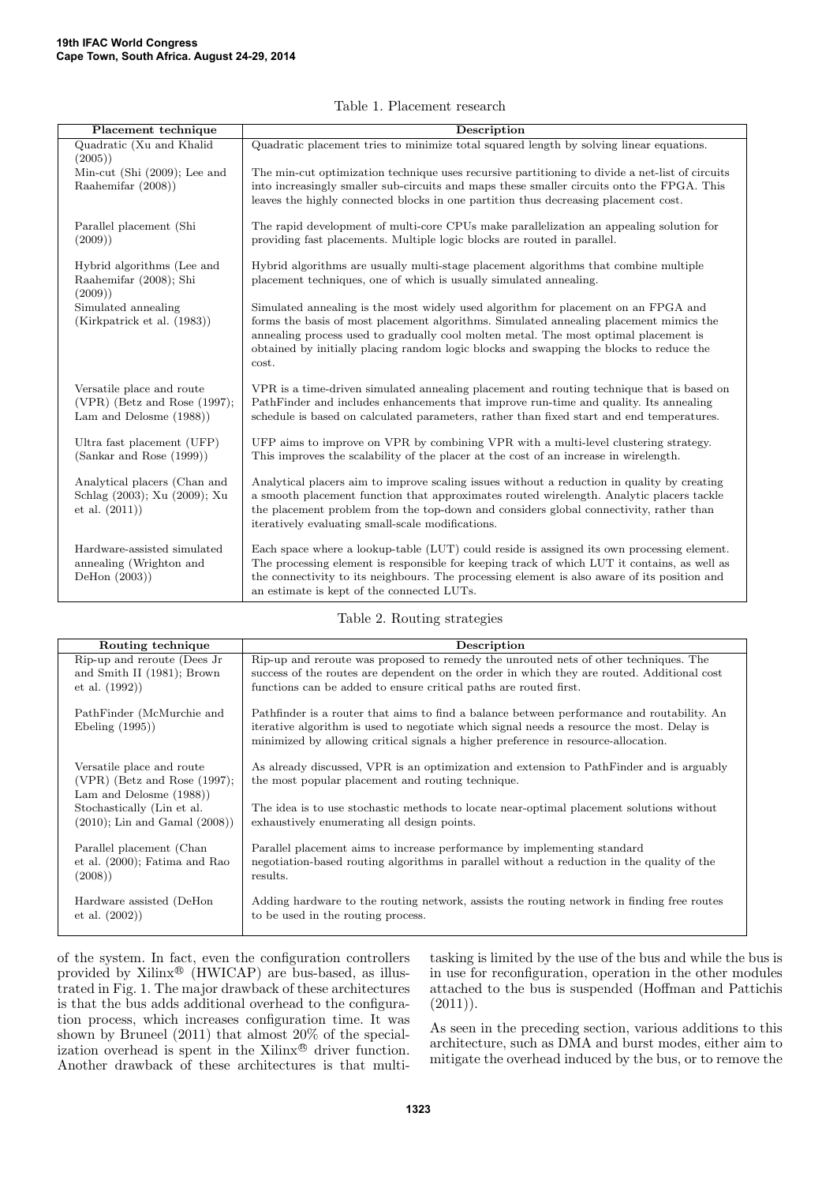Table 1. Placement research

| Placement technique | Description |
|---|---|
| Quadratic (Xu and Khalid (2005)) | Quadratic placement tries to minimize total squared length by solving linear equations. |
| Min-cut (Shi (2009); Lee and Raahemifar (2008)) | The min-cut optimization technique uses recursive partitioning to divide a net-list of circuits into increasingly smaller sub-circuits and maps these smaller circuits onto the FPGA. This leaves the highly connected blocks in one partition thus decreasing placement cost. |
| Parallel placement (Shi (2009)) | The rapid development of multi-core CPUs make parallelization an appealing solution for providing fast placements. Multiple logic blocks are routed in parallel. |
| Hybrid algorithms (Lee and Raahemifar (2008); Shi (2009)) | Hybrid algorithms are usually multi-stage placement algorithms that combine multiple placement techniques, one of which is usually simulated annealing. |
| Simulated annealing (Kirkpatrick et al. (1983)) | Simulated annealing is the most widely used algorithm for placement on an FPGA and forms the basis of most placement algorithms. Simulated annealing placement mimics the annealing process used to gradually cool molten metal. The most optimal placement is obtained by initially placing random logic blocks and swapping the blocks to reduce the cost. |
| Versatile place and route (VPR) (Betz and Rose (1997); Lam and Delosme (1988)) | VPR is a time-driven simulated annealing placement and routing technique that is based on PathFinder and includes enhancements that improve run-time and quality. Its annealing schedule is based on calculated parameters, rather than fixed start and end temperatures. |
| Ultra fast placement (UFP) (Sankar and Rose (1999)) | UFP aims to improve on VPR by combining VPR with a multi-level clustering strategy. This improves the scalability of the placer at the cost of an increase in wirelength. |
| Analytical placers (Chan and Schlag (2003); Xu (2009); Xu et al. (2011)) | Analytical placers aim to improve scaling issues without a reduction in quality by creating a smooth placement function that approximates routed wirelength. Analytic placers tackle the placement problem from the top-down and considers global connectivity, rather than iteratively evaluating small-scale modifications. |
| Hardware-assisted simulated annealing (Wrighton and DeHon (2003)) | Each space where a lookup-table (LUT) could reside is assigned its own processing element. The processing element is responsible for keeping track of which LUT it contains, as well as the connectivity to its neighbours. The processing element is also aware of its position and an estimate is kept of the connected LUTs. |

Table 2. Routing strategies

| Routing technique | Description |
|---|---|
| Rip-up and reroute (Dees Jr and Smith II (1981); Brown et al. (1992)) | Rip-up and reroute was proposed to remedy the unrouted nets of other techniques. The success of the routes are dependent on the order in which they are routed. Additional cost functions can be added to ensure critical paths are routed first. |
| PathFinder (McMurchie and Ebeling (1995)) | Pathfinder is a router that aims to find a balance between performance and routability. An iterative algorithm is used to negotiate which signal needs a resource the most. Delay is minimized by allowing critical signals a higher preference in resource-allocation. |
| Versatile place and route (VPR) (Betz and Rose (1997); Lam and Delosme (1988)) | As already discussed, VPR is an optimization and extension to PathFinder and is arguably the most popular placement and routing technique. |
| Stochastically (Lin et al. (2010); Lin and Gamal (2008)) | The idea is to use stochastic methods to locate near-optimal placement solutions without exhaustively enumerating all design points. |
| Parallel placement (Chan et al. (2000); Fatima and Rao (2008)) | Parallel placement aims to increase performance by implementing standard negotiation-based routing algorithms in parallel without a reduction in the quality of the results. |
| Hardware assisted (DeHon et al. (2002)) | Adding hardware to the routing network, assists the routing network in finding free routes to be used in the routing process. |

of the system. In fact, even the configuration controllers provided by Xilinx® (HWICAP) are bus-based, as illustrated in Fig. 1. The major drawback of these architectures is that the bus adds additional overhead to the configuration process, which increases configuration time. It was shown by Bruneel (2011) that almost 20% of the specialization overhead is spent in the Xilinx® driver function. Another drawback of these architectures is that multi-tasking is limited by the use of the bus and while the bus is in use for reconfiguration, operation in the other modules attached to the bus is suspended (Hoffman and Pattichis (2011)).

As seen in the preceding section, various additions to this architecture, such as DMA and burst modes, either aim to mitigate the overhead induced by the bus, or to remove the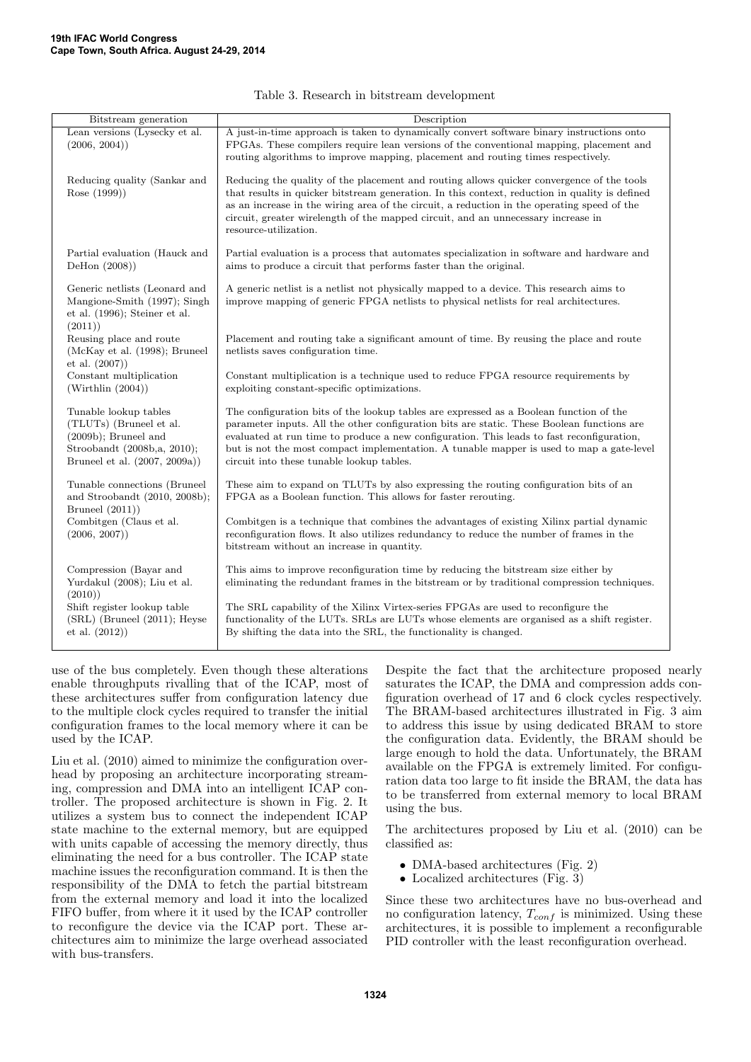Table 3. Research in bitstream development

| Bitstream generation | Description |
|---|---|
| Lean versions (Lysecky et al. (2006, 2004)) | A just-in-time approach is taken to dynamically convert software binary instructions onto FPGAs. These compilers require lean versions of the conventional mapping, placement and routing algorithms to improve mapping, placement and routing times respectively. |
| Reducing quality (Sankar and Rose (1999)) | Reducing the quality of the placement and routing allows quicker convergence of the tools that results in quicker bitstream generation. In this context, reduction in quality is defined as an increase in the wiring area of the circuit, a reduction in the operating speed of the circuit, greater wirelength of the mapped circuit, and an unnecessary increase in resource-utilization. |
| Partial evaluation (Hauck and DeHon (2008)) | Partial evaluation is a process that automates specialization in software and hardware and aims to produce a circuit that performs faster than the original. |
| Generic netlists (Leonard and Mangione-Smith (1997); Singh et al. (1996); Steiner et al. (2011)) | A generic netlist is a netlist not physically mapped to a device. This research aims to improve mapping of generic FPGA netlists to physical netlists for real architectures. |
| Reusing place and route (McKay et al. (1998); Bruneel et al. (2007)) | Placement and routing take a significant amount of time. By reusing the place and route netlists saves configuration time. |
| Constant multiplication (Wirthlin (2004)) | Constant multiplication is a technique used to reduce FPGA resource requirements by exploiting constant-specific optimizations. |
| Tunable lookup tables (TLUTs) (Bruneel et al. (2009b); Bruneel and Stroobandt (2008b,a, 2010); Bruneel et al. (2007, 2009a)) | The configuration bits of the lookup tables are expressed as a Boolean function of the parameter inputs. All the other configuration bits are static. These Boolean functions are evaluated at run time to produce a new configuration. This leads to fast reconfiguration, but is not the most compact implementation. A tunable mapper is used to map a gate-level circuit into these tunable lookup tables. |
| Tunable connections (Bruneel and Stroobandt (2010, 2008b); Bruneel (2011)) | These aim to expand on TLUTs by also expressing the routing configuration bits of an FPGA as a Boolean function. This allows for faster rerouting. |
| Combitgen (Claus et al. (2006, 2007)) | Combitgen is a technique that combines the advantages of existing Xilinx partial dynamic reconfiguration flows. It also utilizes redundancy to reduce the number of frames in the bitstream without an increase in quantity. |
| Compression (Bayar and Yurdakul (2008); Liu et al. (2010)) | This aims to improve reconfiguration time by reducing the bitstream size either by eliminating the redundant frames in the bitstream or by traditional compression techniques. |
| Shift register lookup table (SRL) (Bruneel (2011); Heyse et al. (2012)) | The SRL capability of the Xilinx Virtex-series FPGAs are used to reconfigure the functionality of the LUTs. SRLs are LUTs whose elements are organised as a shift register. By shifting the data into the SRL, the functionality is changed. |

use of the bus completely. Even though these alterations enable throughputs rivalling that of the ICAP, most of these architectures suffer from configuration latency due to the multiple clock cycles required to transfer the initial configuration frames to the local memory where it can be used by the ICAP.

Liu et al. (2010) aimed to minimize the configuration overhead by proposing an architecture incorporating streaming, compression and DMA into an intelligent ICAP controller. The proposed architecture is shown in Fig. 2. It utilizes a system bus to connect the independent ICAP state machine to the external memory, but are equipped with units capable of accessing the memory directly, thus eliminating the need for a bus controller. The ICAP state machine issues the reconfiguration command. It is then the responsibility of the DMA to fetch the partial bitstream from the external memory and load it into the localized FIFO buffer, from where it it used by the ICAP controller to reconfigure the device via the ICAP port. These architectures aim to minimize the large overhead associated with bus-transfers.

Despite the fact that the architecture proposed nearly saturates the ICAP, the DMA and compression adds configuration overhead of 17 and 6 clock cycles respectively. The BRAM-based architectures illustrated in Fig. 3 aim to address this issue by using dedicated BRAM to store the configuration data. Evidently, the BRAM should be large enough to hold the data. Unfortunately, the BRAM available on the FPGA is extremely limited. For configuration data too large to fit inside the BRAM, the data has to be transferred from external memory to local BRAM using the bus.

The architectures proposed by Liu et al. (2010) can be classified as:

- DMA-based architectures (Fig. 2)
- Localized architectures (Fig. 3)

Since these two architectures have no bus-overhead and no configuration latency, $T_{conf}$ is minimized. Using these architectures, it is possible to implement a reconfigurable PID controller with the least reconfiguration overhead.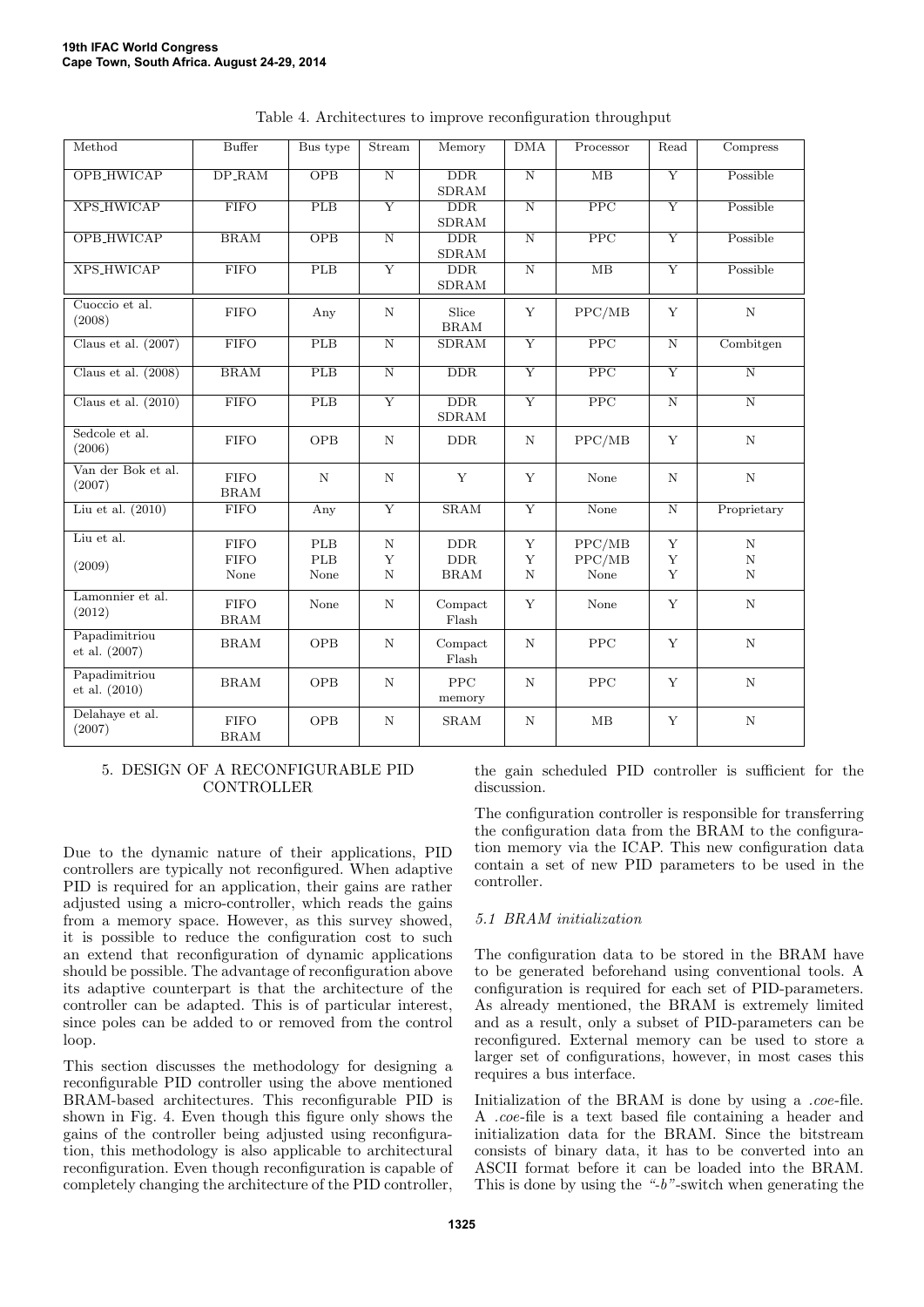Table 4. Architectures to improve reconfiguration throughput

| Method | Buffer | Bus type | Stream | Memory | DMA | Processor | Read | Compress |
|---|---|---|---|---|---|---|---|---|
| OPB_HWICAP | DP_RAM | OPB | N | DDR SDRAM | N | MB | Y | Possible |
| XPS_HWICAP | FIFO | PLB | Y | DDR SDRAM | N | PPC | Y | Possible |
| OPB_HWICAP | BRAM | OPB | N | DDR SDRAM | N | PPC | Y | Possible |
| XPS_HWICAP | FIFO | PLB | Y | DDR SDRAM | N | MB | Y | Possible |
| Cuoccio et al. (2008) | FIFO | Any | N | Slice BRAM | Y | PPC/MB | Y | N |
| Claus et al. (2007) | FIFO | PLB | N | SDRAM | Y | PPC | N | Combitgen |
| Claus et al. (2008) | BRAM | PLB | N | DDR | Y | PPC | Y | N |
| Claus et al. (2010) | FIFO | PLB | Y | DDR SDRAM | Y | PPC | N | N |
| Sedcole et al. (2006) | FIFO | OPB | N | DDR | N | PPC/MB | Y | N |
| Van der Bok et al. (2007) | FIFO BRAM | N | N | Y | Y | None | N | N |
| Liu et al. (2010) | FIFO | Any | Y | SRAM | Y | None | N | Proprietary |
| Liu et al. (2009) | FIFO | PLB | N | DDR | Y | PPC/MB | Y | N |
| | FIFO | PLB | Y | DDR | Y | PPC/MB | Y | N |
| | None | None | N | BRAM | N | None | Y | N |
| Lamonnier et al. (2012) | FIFO BRAM | None | N | Compact Flash | Y | None | Y | N |
| Papadimitriou et al. (2007) | BRAM | OPB | N | Compact Flash | N | PPC | Y | N |
| Papadimitriou et al. (2010) | BRAM | OPB | N | PPC memory | N | PPC | Y | N |
| Delahaye et al. (2007) | FIFO BRAM | OPB | N | SRAM | N | MB | Y | N |

## 5. DESIGN OF A RECONFIGURABLE PID CONTROLLER

Due to the dynamic nature of their applications, PID controllers are typically not reconfigured. When adaptive PID is required for an application, their gains are rather adjusted using a micro-controller, which reads the gains from a memory space. However, as this survey showed, it is possible to reduce the configuration cost to such an extend that reconfiguration of dynamic applications should be possible. The advantage of reconfiguration above its adaptive counterpart is that the architecture of the controller can be adapted. This is of particular interest, since poles can be added to or removed from the control loop.

This section discusses the methodology for designing a reconfigurable PID controller using the above mentioned BRAM-based architectures. This reconfigurable PID is shown in Fig. 4. Even though this figure only shows the gains of the controller being adjusted using reconfiguration, this methodology is also applicable to architectural reconfiguration. Even though reconfiguration is capable of completely changing the architecture of the PID controller, the gain scheduled PID controller is sufficient for the discussion.

The configuration controller is responsible for transferring the configuration data from the BRAM to the configuration memory via the ICAP. This new configuration data contain a set of new PID parameters to be used in the controller.

### 5.1 BRAM initialization

The configuration data to be stored in the BRAM have to be generated beforehand using conventional tools. A configuration is required for each set of PID-parameters. As already mentioned, the BRAM is extremely limited and as a result, only a subset of PID-parameters can be reconfigured. External memory can be used to store a larger set of configurations, however, in most cases this requires a bus interface.

Initialization of the BRAM is done by using a *.coe*-file. A *.coe*-file is a text based file containing a header and initialization data for the BRAM. Since the bitstream consists of binary data, it has to be converted into an ASCII format before it can be loaded into the BRAM. This is done by using the *"-b"*-switch when generating the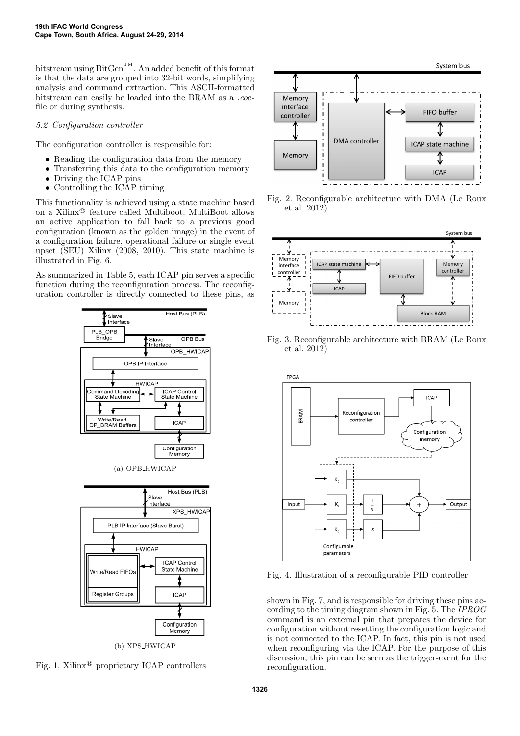bitstream using BitGen™. An added benefit of this format is that the data are grouped into 32-bit words, simplifying analysis and command extraction. This ASCII-formatted bitstream can easily be loaded into the BRAM as a *.coe*-file or during synthesis.

### *5.2 Configuration controller*

The configuration controller is responsible for:

- Reading the configuration data from the memory
- Transferring this data to the configuration memory
- Driving the ICAP pins
- Controlling the ICAP timing

This functionality is achieved using a state machine based on a Xilinx® feature called Multiboot. MultiBoot allows an active application to fall back to a previous good configuration (known as the golden image) in the event of a configuration failure, operational failure or single event upset (SEU) Xilinx (2008, 2010). This state machine is illustrated in Fig. 6.

As summarized in Table 5, each ICAP pin serves a specific function during the reconfiguration process. The reconfiguration controller is directly connected to these pins, as shown in Fig. 7, and is responsible for driving these pins according to the timing diagram shown in Fig. 5. The *IPROG* command is an external pin that prepares the device for configuration without resetting the configuration logic and is not connected to the ICAP. In fact, this pin is not used when reconfiguring via the ICAP. For the purpose of this discussion, this pin can be seen as the trigger-event for the reconfiguration.

(a) OPB_HWICAP

(b) XPS_HWICAP

Fig. 1. Xilinx® proprietary ICAP controllers

Fig. 2. Reconfigurable architecture with DMA (Le Roux et al. 2012)

Fig. 3. Reconfigurable architecture with BRAM (Le Roux et al. 2012)

Fig. 4. Illustration of a reconfigurable PID controller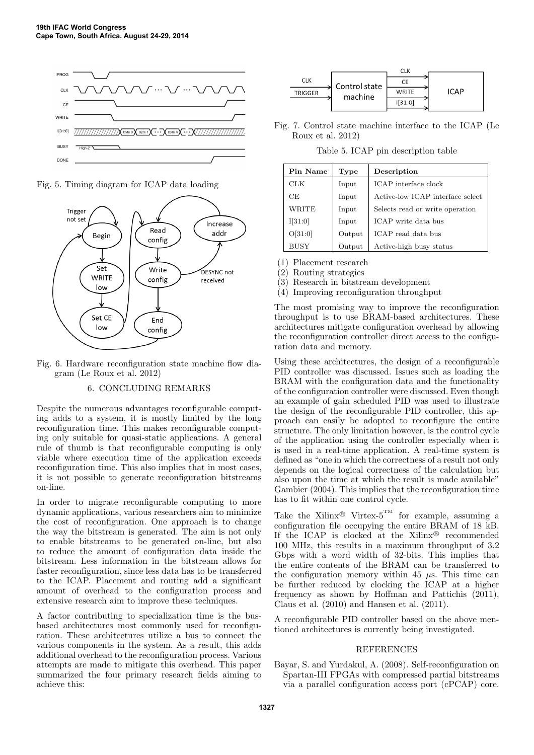Fig. 5. Timing diagram for ICAP data loading

Fig. 6. Hardware reconfiguration state machine flow diagram (Le Roux et al. 2012)

## 6. CONCLUDING REMARKS

Despite the numerous advantages reconfigurable computing adds to a system, it is mostly limited by the long reconfiguration time. This makes reconfigurable computing only suitable for quasi-static applications. A general rule of thumb is that reconfigurable computing is only viable where execution time of the application exceeds reconfiguration time. This also implies that in most cases, it is not possible to generate reconfiguration bitstreams on-line.

In order to migrate reconfigurable computing to more dynamic applications, various researchers aim to minimize the cost of reconfiguration. One approach is to change the way the bitstream is generated. The aim is not only to enable bitstreams to be generated on-line, but also to reduce the amount of configuration data inside the bitstream. Less information in the bitstream allows for faster reconfiguration, since less data has to be transferred to the ICAP. Placement and routing add a significant amount of overhead to the configuration process and extensive research aim to improve these techniques.

A factor contributing to specialization time is the bus-based architectures most commonly used for reconfiguration. These architectures utilize a bus to connect the various components in the system. As a result, this adds additional overhead to the reconfiguration process. Various attempts are made to mitigate this overhead. This paper summarized the four primary research fields aiming to achieve this:

Fig. 7. Control state machine interface to the ICAP (Le Roux et al. 2012)

Table 5. ICAP pin description table

| Pin Name | Type | Description |
|---|---|---|
| CLK | Input | ICAP interface clock |
| CE | Input | Active-low ICAP interface select |
| WRITE | Input | Selects read or write operation |
| I[31:0] | Input | ICAP write data bus |
| O[31:0] | Output | ICAP read data bus |
| BUSY | Output | Active-high busy status |

(1) Placement research
(2) Routing strategies
(3) Research in bitstream development
(4) Improving reconfiguration throughput

The most promising way to improve the reconfiguration throughput is to use BRAM-based architectures. These architectures mitigate configuration overhead by allowing the reconfiguration controller direct access to the configuration data and memory.

Using these architectures, the design of a reconfigurable PID controller was discussed. Issues such as loading the BRAM with the configuration data and the functionality of the configuration controller were discussed. Even though an example of gain scheduled PID was used to illustrate the design of the reconfigurable PID controller, this approach can easily be adopted to reconfigure the entire structure. The only limitation however, is the control cycle of the application using the controller especially when it is used in a real-time application. A real-time system is defined as "one in which the correctness of a result not only depends on the logical correctness of the calculation but also upon the time at which the result is made available" Gambier (2004). This implies that the reconfiguration time has to fit within one control cycle.

Take the Xilinx® Virtex-5™ for example, assuming a configuration file occupying the entire BRAM of 18 kB. If the ICAP is clocked at the Xilinx® recommended 100 MHz, this results in a maximum throughput of 3.2 Gbps with a word width of 32-bits. This implies that the entire contents of the BRAM can be transferred to the configuration memory within 45 $\mu$s. This time can be further reduced by clocking the ICAP at a higher frequency as shown by Hoffman and Pattichis (2011), Claus et al. (2010) and Hansen et al. (2011).

A reconfigurable PID controller based on the above mentioned architectures is currently being investigated.

## REFERENCES

Bayar, S. and Yurdakul, A. (2008). Self-reconfiguration on Spartan-III FPGAs with compressed partial bitstreams via a parallel configuration access port (cPCAP) core.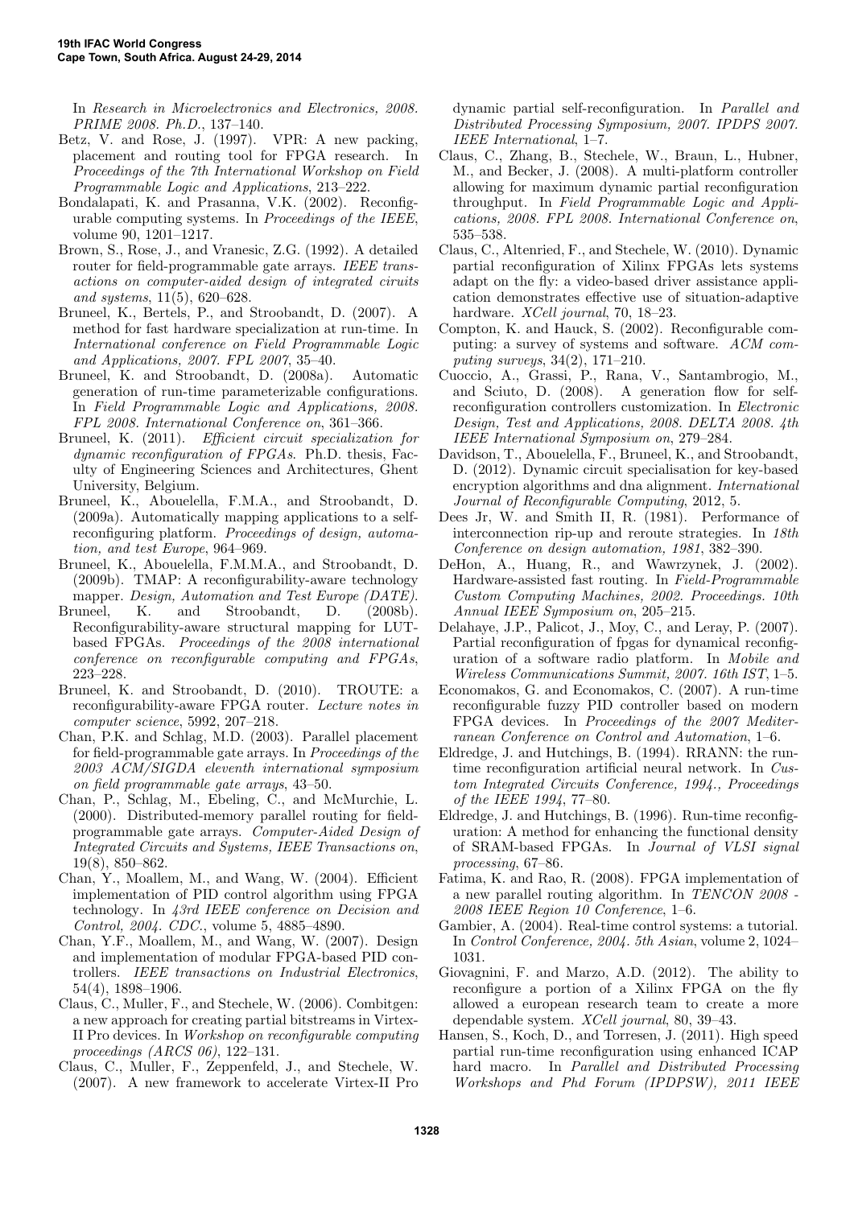In *Research in Microelectronics and Electronics, 2008. PRIME 2008. Ph.D.*, 137–140.

Betz, V. and Rose, J. (1997). VPR: A new packing, placement and routing tool for FPGA research. In *Proceedings of the 7th International Workshop on Field Programmable Logic and Applications*, 213–222.

Bondalapati, K. and Prasanna, V.K. (2002). Reconfigurable computing systems. In *Proceedings of the IEEE*, volume 90, 1201–1217.

Brown, S., Rose, J., and Vranesic, Z.G. (1992). A detailed router for field-programmable gate arrays. *IEEE transactions on computer-aided design of integrated ciruits and systems*, 11(5), 620–628.

Bruneel, K., Bertels, P., and Stroobandt, D. (2007). A method for fast hardware specialization at run-time. In *International conference on Field Programmable Logic and Applications, 2007. FPL 2007*, 35–40.

Bruneel, K. and Stroobandt, D. (2008a). Automatic generation of run-time parameterizable configurations. In *Field Programmable Logic and Applications, 2008. FPL 2008. International Conference on*, 361–366.

Bruneel, K. (2011). *Efficient circuit specialization for dynamic reconfiguration of FPGAs*. Ph.D. thesis, Faculty of Engineering Sciences and Architectures, Ghent University, Belgium.

Bruneel, K., Abouelella, F.M.A., and Stroobandt, D. (2009a). Automatically mapping applications to a self-reconfiguring platform. *Proceedings of design, automation, and test Europe*, 964–969.

Bruneel, K., Abouelella, F.M.M.A., and Stroobandt, D. (2009b). TMAP: A reconfigurability-aware technology mapper. *Design, Automation and Test Europe (DATE)*.

Bruneel, K. and Stroobandt, D. (2008b). Reconfigurability-aware structural mapping for LUT-based FPGAs. *Proceedings of the 2008 international conference on reconfigurable computing and FPGAs*, 223–228.

Bruneel, K. and Stroobandt, D. (2010). TROUTE: a reconfigurability-aware FPGA router. *Lecture notes in computer science*, 5992, 207–218.

Chan, P.K. and Schlag, M.D. (2003). Parallel placement for field-programmable gate arrays. In *Proceedings of the 2003 ACM/SIGDA eleventh international symposium on field programmable gate arrays*, 43–50.

Chan, P., Schlag, M., Ebeling, C., and McMurchie, L. (2000). Distributed-memory parallel routing for field-programmable gate arrays. *Computer-Aided Design of Integrated Circuits and Systems, IEEE Transactions on*, 19(8), 850–862.

Chan, Y., Moallem, M., and Wang, W. (2004). Efficient implementation of PID control algorithm using FPGA technology. In *43rd IEEE conference on Decision and Control, 2004. CDC.*, volume 5, 4885–4890.

Chan, Y.F., Moallem, M., and Wang, W. (2007). Design and implementation of modular FPGA-based PID controllers. *IEEE transactions on Industrial Electronics*, 54(4), 1898–1906.

Claus, C., Muller, F., and Stechele, W. (2006). Combitgen: a new approach for creating partial bitstreams in Virtex-II Pro devices. In *Workshop on reconfigurable computing proceedings (ARCS 06)*, 122–131.

Claus, C., Muller, F., Zeppenfeld, J., and Stechele, W. (2007). A new framework to accelerate Virtex-II Pro dynamic partial self-reconfiguration. In *Parallel and Distributed Processing Symposium, 2007. IPDPS 2007. IEEE International*, 1–7.

Claus, C., Zhang, B., Stechele, W., Braun, L., Hubner, M., and Becker, J. (2008). A multi-platform controller allowing for maximum dynamic partial reconfiguration throughput. In *Field Programmable Logic and Applications, 2008. FPL 2008. International Conference on*, 535–538.

Claus, C., Altenried, F., and Stechele, W. (2010). Dynamic partial reconfiguration of Xilinx FPGAs lets systems adapt on the fly: a video-based driver assistance application demonstrates effective use of situation-adaptive hardware. *XCell journal*, 70, 18–23.

Compton, K. and Hauck, S. (2002). Reconfigurable computing: a survey of systems and software. *ACM computing surveys*, 34(2), 171–210.

Cuoccio, A., Grassi, P., Rana, V., Santambrogio, M., and Sciuto, D. (2008). A generation flow for self-reconfiguration controllers customization. In *Electronic Design, Test and Applications, 2008. DELTA 2008. 4th IEEE International Symposium on*, 279–284.

Davidson, T., Abouelella, F., Bruneel, K., and Stroobandt, D. (2012). Dynamic circuit specialisation for key-based encryption algorithms and dna alignment. *International Journal of Reconfigurable Computing*, 2012, 5.

Dees Jr, W. and Smith II, R. (1981). Performance of interconnection rip-up and reroute strategies. In *18th Conference on design automation, 1981*, 382–390.

DeHon, A., Huang, R., and Wawrzynek, J. (2002). Hardware-assisted fast routing. In *Field-Programmable Custom Computing Machines, 2002. Proceedings. 10th Annual IEEE Symposium on*, 205–215.

Delahaye, J.P., Palicot, J., Moy, C., and Leray, P. (2007). Partial reconfiguration of fpgas for dynamical reconfiguration of a software radio platform. In *Mobile and Wireless Communications Summit, 2007. 16th IST*, 1–5.

Economakos, G. and Economakos, C. (2007). A run-time reconfigurable fuzzy PID controller based on modern FPGA devices. In *Proceedings of the 2007 Mediterranean Conference on Control and Automation*, 1–6.

Eldredge, J. and Hutchings, B. (1994). RRANN: the run-time reconfiguration artificial neural network. In *Custom Integrated Circuits Conference, 1994., Proceedings of the IEEE 1994*, 77–80.

Eldredge, J. and Hutchings, B. (1996). Run-time reconfiguration: A method for enhancing the functional density of SRAM-based FPGAs. In *Journal of VLSI signal processing*, 67–86.

Fatima, K. and Rao, R. (2008). FPGA implementation of a new parallel routing algorithm. In *TENCON 2008 - 2008 IEEE Region 10 Conference*, 1–6.

Gambier, A. (2004). Real-time control systems: a tutorial. In *Control Conference, 2004. 5th Asian*, volume 2, 1024–1031.

Giovagnini, F. and Marzo, A.D. (2012). The ability to reconfigure a portion of a Xilinx FPGA on the fly allowed a european research team to create a more dependable system. *XCell journal*, 80, 39–43.

Hansen, S., Koch, D., and Torresen, J. (2011). High speed partial run-time reconfiguration using enhanced ICAP hard macro. In *Parallel and Distributed Processing Workshops and Phd Forum (IPDPSW), 2011 IEEE*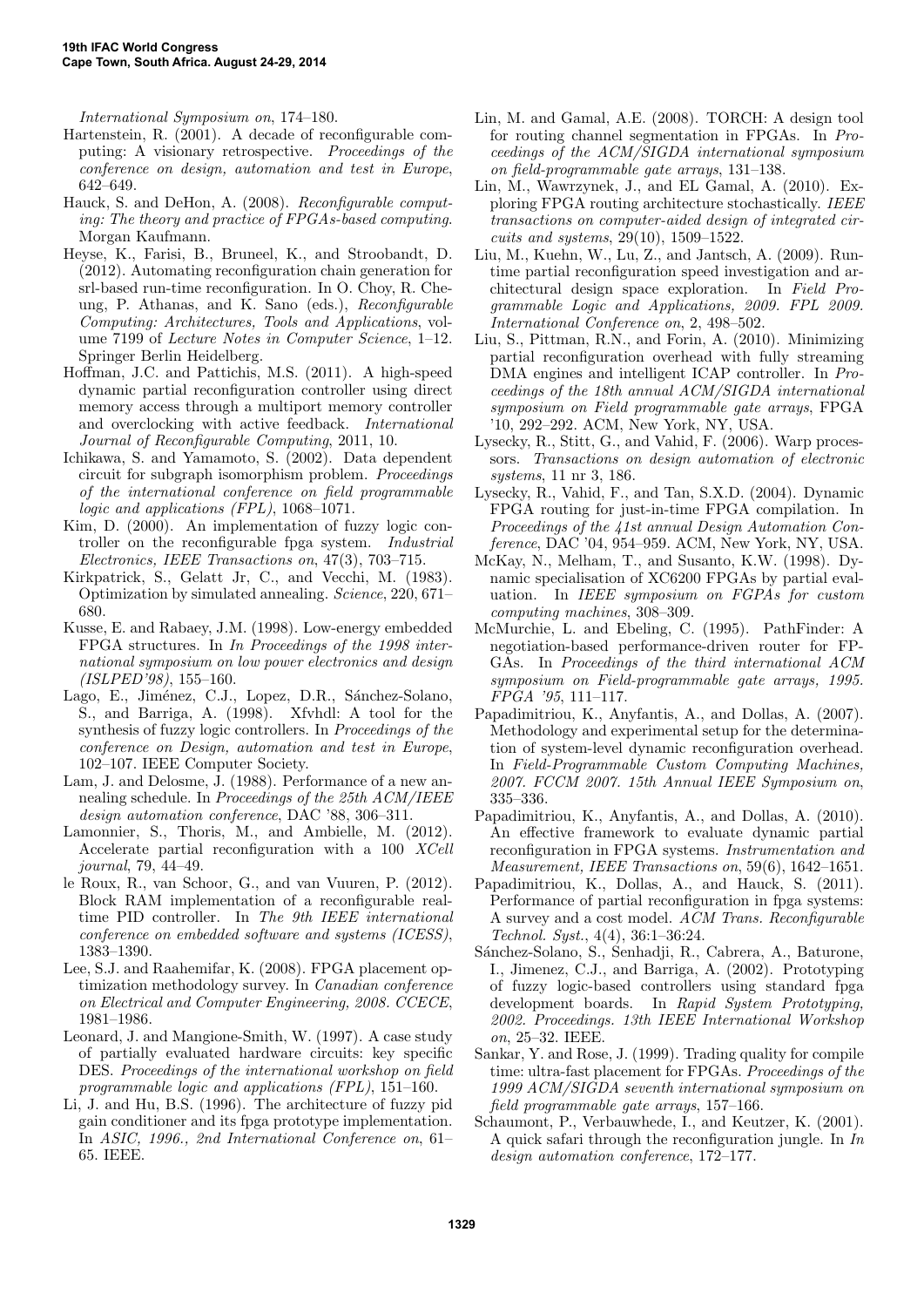*International Symposium on*, 174–180.

Hartenstein, R. (2001). A decade of reconfigurable computing: A visionary retrospective. *Proceedings of the conference on design, automation and test in Europe*, 642–649.

Hauck, S. and DeHon, A. (2008). *Reconfigurable computing: The theory and practice of FPGAs-based computing*. Morgan Kaufmann.

Heyse, K., Farisi, B., Bruneel, K., and Stroobandt, D. (2012). Automating reconfiguration chain generation for srl-based run-time reconfiguration. In O. Choy, R. Cheung, P. Athanas, and K. Sano (eds.), *Reconfigurable Computing: Architectures, Tools and Applications*, volume 7199 of *Lecture Notes in Computer Science*, 1–12. Springer Berlin Heidelberg.

Hoffman, J.C. and Pattichis, M.S. (2011). A high-speed dynamic partial reconfiguration controller using direct memory access through a multiport memory controller and overclocking with active feedback. *International Journal of Reconfigurable Computing*, 2011, 10.

Ichikawa, S. and Yamamoto, S. (2002). Data dependent circuit for subgraph isomorphism problem. *Proceedings of the international conference on field programmable logic and applications (FPL)*, 1068–1071.

Kim, D. (2000). An implementation of fuzzy logic controller on the reconfigurable fpga system. *Industrial Electronics, IEEE Transactions on*, 47(3), 703–715.

Kirkpatrick, S., Gelatt Jr, C., and Vecchi, M. (1983). Optimization by simulated annealing. *Science*, 220, 671–680.

Kusse, E. and Rabaey, J.M. (1998). Low-energy embedded FPGA structures. In *In Proceedings of the 1998 international symposium on low power electronics and design (ISLPED'98)*, 155–160.

Lago, E., Jiménez, C.J., Lopez, D.R., Sánchez-Solano, S., and Barriga, A. (1998). Xfvhdl: A tool for the synthesis of fuzzy logic controllers. In *Proceedings of the conference on Design, automation and test in Europe*, 102–107. IEEE Computer Society.

Lam, J. and Delosme, J. (1988). Performance of a new annealing schedule. In *Proceedings of the 25th ACM/IEEE design automation conference*, DAC '88, 306–311.

Lamonnier, S., Thoris, M., and Ambielle, M. (2012). Accelerate partial reconfiguration with a 100 *XCell journal*, 79, 44–49.

le Roux, R., van Schoor, G., and van Vuuren, P. (2012). Block RAM implementation of a reconfigurable real-time PID controller. In *The 9th IEEE international conference on embedded software and systems (ICESS)*, 1383–1390.

Lee, S.J. and Raahemifar, K. (2008). FPGA placement optimization methodology survey. In *Canadian conference on Electrical and Computer Engineering, 2008. CCECE*, 1981–1986.

Leonard, J. and Mangione-Smith, W. (1997). A case study of partially evaluated hardware circuits: key specific DES. *Proceedings of the international workshop on field programmable logic and applications (FPL)*, 151–160.

Li, J. and Hu, B.S. (1996). The architecture of fuzzy pid gain conditioner and its fpga prototype implementation. In *ASIC, 1996., 2nd International Conference on*, 61–65. IEEE.

Lin, M. and Gamal, A.E. (2008). TORCH: A design tool for routing channel segmentation in FPGAs. In *Proceedings of the ACM/SIGDA international symposium on field-programmable gate arrays*, 131–138.

Lin, M., Wawrzynek, J., and EL Gamal, A. (2010). Exploring FPGA routing architecture stochastically. *IEEE transactions on computer-aided design of integrated circuits and systems*, 29(10), 1509–1522.

Liu, M., Kuehn, W., Lu, Z., and Jantsch, A. (2009). Runtime partial reconfiguration speed investigation and architectural design space exploration. In *Field Programmable Logic and Applications, 2009. FPL 2009. International Conference on*, 2, 498–502.

Liu, S., Pittman, R.N., and Forin, A. (2010). Minimizing partial reconfiguration overhead with fully streaming DMA engines and intelligent ICAP controller. In *Proceedings of the 18th annual ACM/SIGDA international symposium on Field programmable gate arrays*, FPGA '10, 292–292. ACM, New York, NY, USA.

Lysecky, R., Stitt, G., and Vahid, F. (2006). Warp processors. *Transactions on design automation of electronic systems*, 11 nr 3, 186.

Lysecky, R., Vahid, F., and Tan, S.X.D. (2004). Dynamic FPGA routing for just-in-time FPGA compilation. In *Proceedings of the 41st annual Design Automation Conference*, DAC '04, 954–959. ACM, New York, NY, USA.

McKay, N., Melham, T., and Susanto, K.W. (1998). Dynamic specialisation of XC6200 FPGAs by partial evaluation. In *IEEE symposium on FGPAs for custom computing machines*, 308–309.

McMurchie, L. and Ebeling, C. (1995). PathFinder: A negotiation-based performance-driven router for FPGAs. In *Proceedings of the third international ACM symposium on Field-programmable gate arrays, 1995. FPGA '95*, 111–117.

Papadimitriou, K., Anyfantis, A., and Dollas, A. (2007). Methodology and experimental setup for the determination of system-level dynamic reconfiguration overhead. In *Field-Programmable Custom Computing Machines, 2007. FCCM 2007. 15th Annual IEEE Symposium on*, 335–336.

Papadimitriou, K., Anyfantis, A., and Dollas, A. (2010). An effective framework to evaluate dynamic partial reconfiguration in FPGA systems. *Instrumentation and Measurement, IEEE Transactions on*, 59(6), 1642–1651.

Papadimitriou, K., Dollas, A., and Hauck, S. (2011). Performance of partial reconfiguration in fpga systems: A survey and a cost model. *ACM Trans. Reconfigurable Technol. Syst.*, 4(4), 36:1–36:24.

Sánchez-Solano, S., Senhadji, R., Cabrera, A., Baturone, I., Jimenez, C.J., and Barriga, A. (2002). Prototyping of fuzzy logic-based controllers using standard fpga development boards. In *Rapid System Prototyping, 2002. Proceedings. 13th IEEE International Workshop on*, 25–32. IEEE.

Sankar, Y. and Rose, J. (1999). Trading quality for compile time: ultra-fast placement for FPGAs. *Proceedings of the 1999 ACM/SIGDA seventh international symposium on field programmable gate arrays*, 157–166.

Schaumont, P., Verbauwhede, I., and Keutzer, K. (2001). A quick safari through the reconfiguration jungle. In *In design automation conference*, 172–177.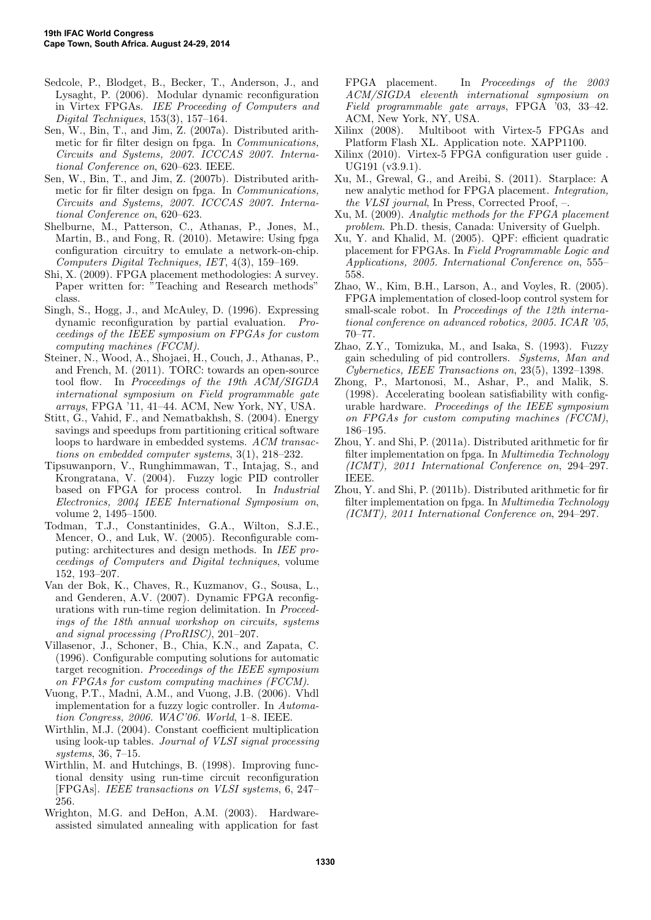Sedcole, P., Blodget, B., Becker, T., Anderson, J., and Lysaght, P. (2006). Modular dynamic reconfiguration in Virtex FPGAs. *IEE Proceeding of Computers and Digital Techniques*, 153(3), 157–164.

Sen, W., Bin, T., and Jim, Z. (2007a). Distributed arithmetic for fir filter design on fpga. In *Communications, Circuits and Systems, 2007. ICCCAS 2007. International Conference on*, 620–623. IEEE.

Sen, W., Bin, T., and Jim, Z. (2007b). Distributed arithmetic for fir filter design on fpga. In *Communications, Circuits and Systems, 2007. ICCCAS 2007. International Conference on*, 620–623.

Shelburne, M., Patterson, C., Athanas, P., Jones, M., Martin, B., and Fong, R. (2010). Metawire: Using fpga configuration circuitry to emulate a network-on-chip. *Computers Digital Techniques, IET*, 4(3), 159–169.

Shi, X. (2009). FPGA placement methodologies: A survey. Paper written for: "Teaching and Research methods" class.

Singh, S., Hogg, J., and McAuley, D. (1996). Expressing dynamic reconfiguration by partial evaluation. *Proceedings of the IEEE symposium on FPGAs for custom computing machines (FCCM)*.

Steiner, N., Wood, A., Shojaei, H., Couch, J., Athanas, P., and French, M. (2011). TORC: towards an open-source tool flow. In *Proceedings of the 19th ACM/SIGDA international symposium on Field programmable gate arrays*, FPGA '11, 41–44. ACM, New York, NY, USA.

Stitt, G., Vahid, F., and Nematbakhsh, S. (2004). Energy savings and speedups from partitioning critical software loops to hardware in embedded systems. *ACM transactions on embedded computer systems*, 3(1), 218–232.

Tipsuwanporn, V., Runghimmawan, T., Intajag, S., and Krongratana, V. (2004). Fuzzy logic PID controller based on FPGA for process control. In *Industrial Electronics, 2004 IEEE International Symposium on*, volume 2, 1495–1500.

Todman, T.J., Constantinides, G.A., Wilton, S.J.E., Mencer, O., and Luk, W. (2005). Reconfigurable computing: architectures and design methods. In *IEE proceedings of Computers and Digital techniques*, volume 152, 193–207.

Van der Bok, K., Chaves, R., Kuzmanov, G., Sousa, L., and Genderen, A.V. (2007). Dynamic FPGA reconfigurations with run-time region delimitation. In *Proceedings of the 18th annual workshop on circuits, systems and signal processing (ProRISC)*, 201–207.

Villasenor, J., Schoner, B., Chia, K.N., and Zapata, C. (1996). Configurable computing solutions for automatic target recognition. *Proceedings of the IEEE symposium on FPGAs for custom computing machines (FCCM)*.

Vuong, P.T., Madni, A.M., and Vuong, J.B. (2006). Vhdl implementation for a fuzzy logic controller. In *Automation Congress, 2006. WAC'06. World*, 1–8. IEEE.

Wirthlin, M.J. (2004). Constant coefficient multiplication using look-up tables. *Journal of VLSI signal processing systems*, 36, 7–15.

Wirthlin, M. and Hutchings, B. (1998). Improving functional density using run-time circuit reconfiguration [FPGAs]. *IEEE transactions on VLSI systems*, 6, 247–256.

Wrighton, M.G. and DeHon, A.M. (2003). Hardware-assisted simulated annealing with application for fast FPGA placement. In *Proceedings of the 2003 ACM/SIGDA eleventh international symposium on Field programmable gate arrays*, FPGA '03, 33–42. ACM, New York, NY, USA.

Xilinx (2008). Multiboot with Virtex-5 FPGAs and Platform Flash XL. Application note. XAPP1100.

Xilinx (2010). Virtex-5 FPGA configuration user guide . UG191 (v3.9.1).

Xu, M., Grewal, G., and Areibi, S. (2011). Starplace: A new analytic method for FPGA placement. *Integration, the VLSI journal*, In Press, Corrected Proof, –.

Xu, M. (2009). *Analytic methods for the FPGA placement problem*. Ph.D. thesis, Canada: University of Guelph.

Xu, Y. and Khalid, M. (2005). QPF: efficient quadratic placement for FPGAs. In *Field Programmable Logic and Applications, 2005. International Conference on*, 555–558.

Zhao, W., Kim, B.H., Larson, A., and Voyles, R. (2005). FPGA implementation of closed-loop control system for small-scale robot. In *Proceedings of the 12th international conference on advanced robotics, 2005. ICAR '05*, 70–77.

Zhao, Z.Y., Tomizuka, M., and Isaka, S. (1993). Fuzzy gain scheduling of pid controllers. *Systems, Man and Cybernetics, IEEE Transactions on*, 23(5), 1392–1398.

Zhong, P., Martonosi, M., Ashar, P., and Malik, S. (1998). Accelerating boolean satisfiability with configurable hardware. *Proceedings of the IEEE symposium on FPGAs for custom computing machines (FCCM)*, 186–195.

Zhou, Y. and Shi, P. (2011a). Distributed arithmetic for fir filter implementation on fpga. In *Multimedia Technology (ICMT), 2011 International Conference on*, 294–297. IEEE.

Zhou, Y. and Shi, P. (2011b). Distributed arithmetic for fir filter implementation on fpga. In *Multimedia Technology (ICMT), 2011 International Conference on*, 294–297.